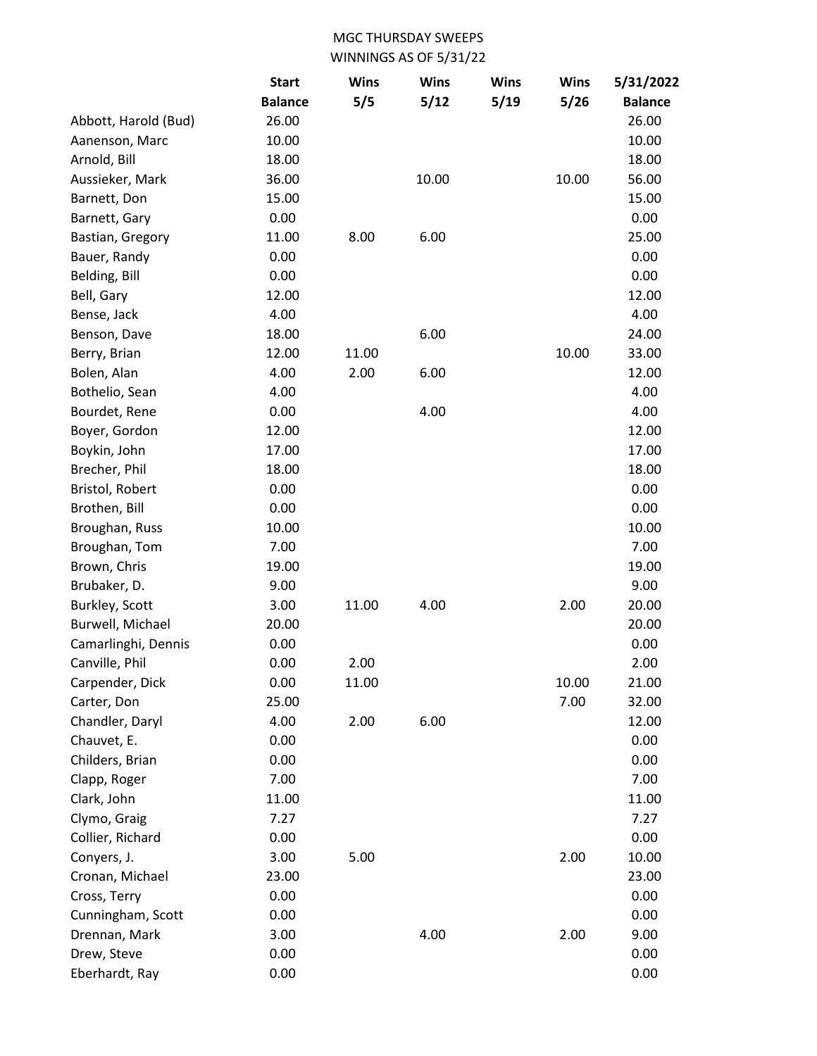MGC THURSDAY SWEEPS
WINNINGS AS OF 5/31/22

| | Start Balance | Wins 5/5 | Wins 5/12 | Wins 5/19 | Wins 5/26 | 5/31/2022 Balance |
|---|---|---|---|---|---|---|
| Abbott, Harold (Bud) | 26.00 | | | | | 26.00 |
| Aanenson, Marc | 10.00 | | | | | 10.00 |
| Arnold, Bill | 18.00 | | | | | 18.00 |
| Aussieker, Mark | 36.00 | | 10.00 | | 10.00 | 56.00 |
| Barnett, Don | 15.00 | | | | | 15.00 |
| Barnett, Gary | 0.00 | | | | | 0.00 |
| Bastian, Gregory | 11.00 | 8.00 | 6.00 | | | 25.00 |
| Bauer, Randy | 0.00 | | | | | 0.00 |
| Belding, Bill | 0.00 | | | | | 0.00 |
| Bell, Gary | 12.00 | | | | | 12.00 |
| Bense, Jack | 4.00 | | | | | 4.00 |
| Benson, Dave | 18.00 | | 6.00 | | | 24.00 |
| Berry, Brian | 12.00 | 11.00 | | | 10.00 | 33.00 |
| Bolen, Alan | 4.00 | 2.00 | 6.00 | | | 12.00 |
| Bothelio, Sean | 4.00 | | | | | 4.00 |
| Bourdet, Rene | 0.00 | | 4.00 | | | 4.00 |
| Boyer, Gordon | 12.00 | | | | | 12.00 |
| Boykin, John | 17.00 | | | | | 17.00 |
| Brecher, Phil | 18.00 | | | | | 18.00 |
| Bristol, Robert | 0.00 | | | | | 0.00 |
| Brothen, Bill | 0.00 | | | | | 0.00 |
| Broughan, Russ | 10.00 | | | | | 10.00 |
| Broughan, Tom | 7.00 | | | | | 7.00 |
| Brown, Chris | 19.00 | | | | | 19.00 |
| Brubaker, D. | 9.00 | | | | | 9.00 |
| Burkley, Scott | 3.00 | 11.00 | 4.00 | | 2.00 | 20.00 |
| Burwell, Michael | 20.00 | | | | | 20.00 |
| Camarlinghi, Dennis | 0.00 | | | | | 0.00 |
| Canville, Phil | 0.00 | 2.00 | | | | 2.00 |
| Carpender, Dick | 0.00 | 11.00 | | | 10.00 | 21.00 |
| Carter, Don | 25.00 | | | | 7.00 | 32.00 |
| Chandler, Daryl | 4.00 | 2.00 | 6.00 | | | 12.00 |
| Chauvet, E. | 0.00 | | | | | 0.00 |
| Childers, Brian | 0.00 | | | | | 0.00 |
| Clapp, Roger | 7.00 | | | | | 7.00 |
| Clark, John | 11.00 | | | | | 11.00 |
| Clymo, Graig | 7.27 | | | | | 7.27 |
| Collier, Richard | 0.00 | | | | | 0.00 |
| Conyers, J. | 3.00 | 5.00 | | | 2.00 | 10.00 |
| Cronan, Michael | 23.00 | | | | | 23.00 |
| Cross, Terry | 0.00 | | | | | 0.00 |
| Cunningham, Scott | 0.00 | | | | | 0.00 |
| Drennan, Mark | 3.00 | | 4.00 | | 2.00 | 9.00 |
| Drew, Steve | 0.00 | | | | | 0.00 |
| Eberhardt, Ray | 0.00 | | | | | 0.00 |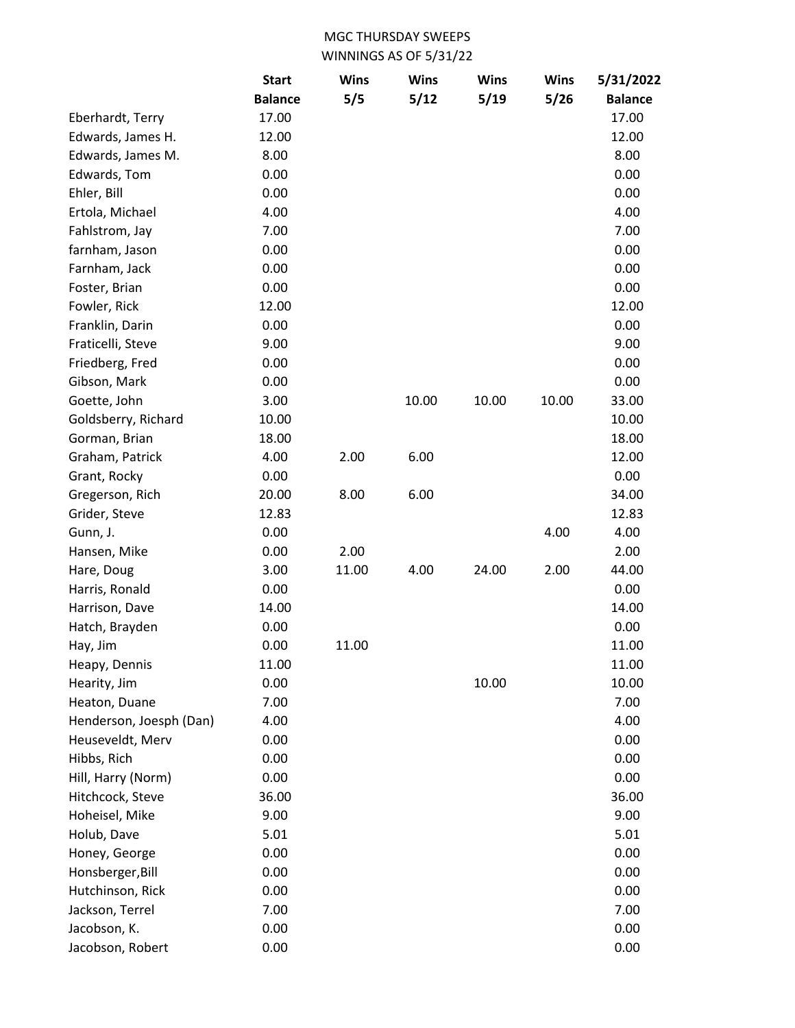MGC THURSDAY SWEEPS

WINNINGS AS OF 5/31/22

| | Start Balance | Wins 5/5 | Wins 5/12 | Wins 5/19 | Wins 5/26 | 5/31/2022 Balance |
|---|---|---|---|---|---|---|
| Eberhardt, Terry | 17.00 | | | | | 17.00 |
| Edwards, James H. | 12.00 | | | | | 12.00 |
| Edwards, James M. | 8.00 | | | | | 8.00 |
| Edwards, Tom | 0.00 | | | | | 0.00 |
| Ehler, Bill | 0.00 | | | | | 0.00 |
| Ertola, Michael | 4.00 | | | | | 4.00 |
| Fahlstrom, Jay | 7.00 | | | | | 7.00 |
| farnham, Jason | 0.00 | | | | | 0.00 |
| Farnham, Jack | 0.00 | | | | | 0.00 |
| Foster, Brian | 0.00 | | | | | 0.00 |
| Fowler, Rick | 12.00 | | | | | 12.00 |
| Franklin, Darin | 0.00 | | | | | 0.00 |
| Fraticelli, Steve | 9.00 | | | | | 9.00 |
| Friedberg, Fred | 0.00 | | | | | 0.00 |
| Gibson, Mark | 0.00 | | | | | 0.00 |
| Goette, John | 3.00 | | 10.00 | 10.00 | 10.00 | 33.00 |
| Goldsberry, Richard | 10.00 | | | | | 10.00 |
| Gorman, Brian | 18.00 | | | | | 18.00 |
| Graham, Patrick | 4.00 | 2.00 | 6.00 | | | 12.00 |
| Grant, Rocky | 0.00 | | | | | 0.00 |
| Gregerson, Rich | 20.00 | 8.00 | 6.00 | | | 34.00 |
| Grider, Steve | 12.83 | | | | | 12.83 |
| Gunn, J. | 0.00 | | | | 4.00 | 4.00 |
| Hansen, Mike | 0.00 | 2.00 | | | | 2.00 |
| Hare, Doug | 3.00 | 11.00 | 4.00 | 24.00 | 2.00 | 44.00 |
| Harris, Ronald | 0.00 | | | | | 0.00 |
| Harrison, Dave | 14.00 | | | | | 14.00 |
| Hatch, Brayden | 0.00 | | | | | 0.00 |
| Hay, Jim | 0.00 | 11.00 | | | | 11.00 |
| Heapy, Dennis | 11.00 | | | | | 11.00 |
| Hearity, Jim | 0.00 | | | 10.00 | | 10.00 |
| Heaton, Duane | 7.00 | | | | | 7.00 |
| Henderson, Joesph (Dan) | 4.00 | | | | | 4.00 |
| Heuseveldt, Merv | 0.00 | | | | | 0.00 |
| Hibbs, Rich | 0.00 | | | | | 0.00 |
| Hill, Harry (Norm) | 0.00 | | | | | 0.00 |
| Hitchcock, Steve | 36.00 | | | | | 36.00 |
| Hoheisel, Mike | 9.00 | | | | | 9.00 |
| Holub, Dave | 5.01 | | | | | 5.01 |
| Honey, George | 0.00 | | | | | 0.00 |
| Honsberger,Bill | 0.00 | | | | | 0.00 |
| Hutchinson, Rick | 0.00 | | | | | 0.00 |
| Jackson, Terrel | 7.00 | | | | | 7.00 |
| Jacobson, K. | 0.00 | | | | | 0.00 |
| Jacobson, Robert | 0.00 | | | | | 0.00 |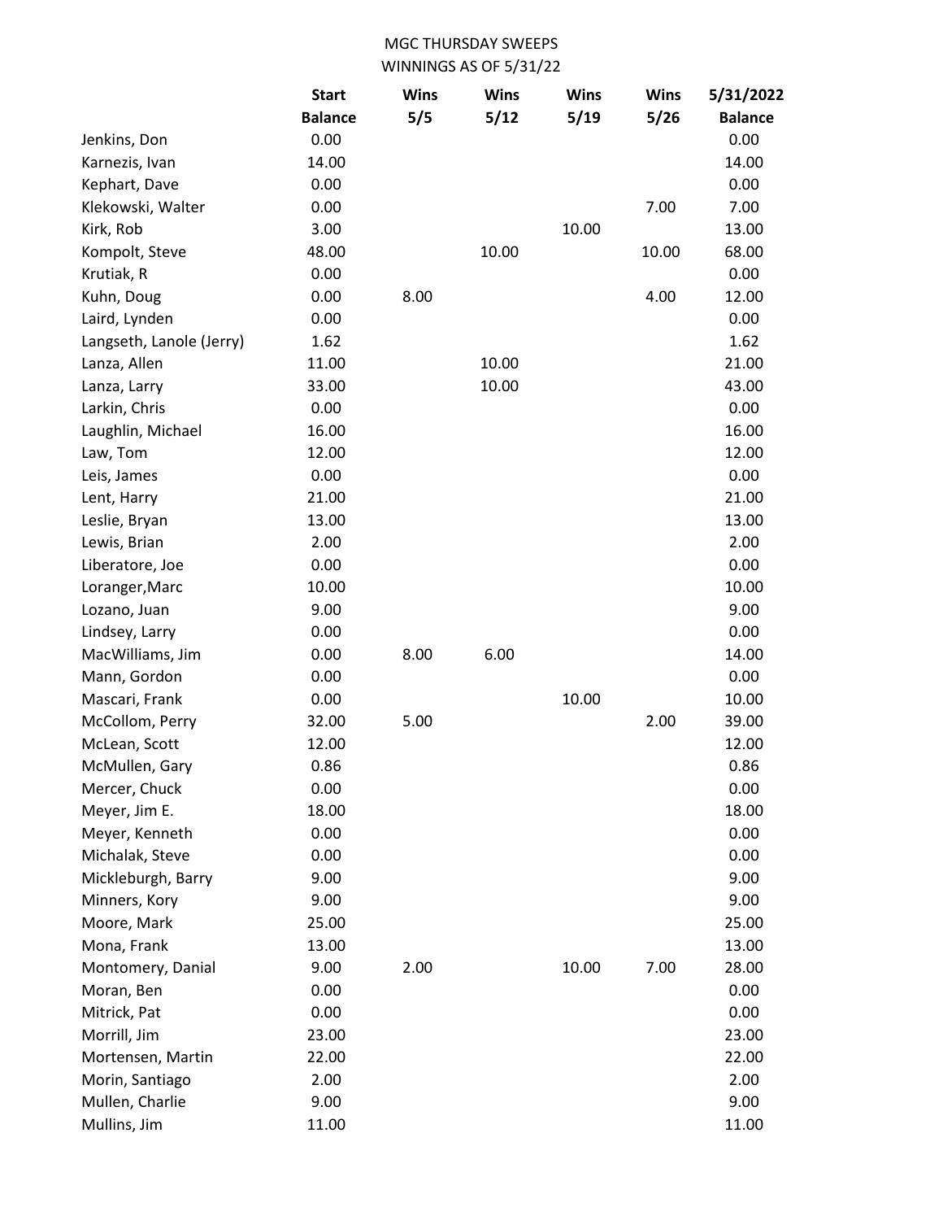MGC THURSDAY SWEEPS
WINNINGS AS OF 5/31/22

| | Start Balance | Wins 5/5 | Wins 5/12 | Wins 5/19 | Wins 5/26 | 5/31/2022 Balance |
|---|---|---|---|---|---|---|
| Jenkins, Don | 0.00 | | | | | 0.00 |
| Karnezis, Ivan | 14.00 | | | | | 14.00 |
| Kephart, Dave | 0.00 | | | | | 0.00 |
| Klekowski, Walter | 0.00 | | | | 7.00 | 7.00 |
| Kirk, Rob | 3.00 | | | 10.00 | | 13.00 |
| Kompolt, Steve | 48.00 | | 10.00 | | 10.00 | 68.00 |
| Krutiak, R | 0.00 | | | | | 0.00 |
| Kuhn, Doug | 0.00 | 8.00 | | | 4.00 | 12.00 |
| Laird, Lynden | 0.00 | | | | | 0.00 |
| Langseth, Lanole (Jerry) | 1.62 | | | | | 1.62 |
| Lanza, Allen | 11.00 | | 10.00 | | | 21.00 |
| Lanza, Larry | 33.00 | | 10.00 | | | 43.00 |
| Larkin, Chris | 0.00 | | | | | 0.00 |
| Laughlin, Michael | 16.00 | | | | | 16.00 |
| Law, Tom | 12.00 | | | | | 12.00 |
| Leis, James | 0.00 | | | | | 0.00 |
| Lent, Harry | 21.00 | | | | | 21.00 |
| Leslie, Bryan | 13.00 | | | | | 13.00 |
| Lewis, Brian | 2.00 | | | | | 2.00 |
| Liberatore, Joe | 0.00 | | | | | 0.00 |
| Loranger,Marc | 10.00 | | | | | 10.00 |
| Lozano, Juan | 9.00 | | | | | 9.00 |
| Lindsey, Larry | 0.00 | | | | | 0.00 |
| MacWilliams, Jim | 0.00 | 8.00 | 6.00 | | | 14.00 |
| Mann, Gordon | 0.00 | | | | | 0.00 |
| Mascari, Frank | 0.00 | | | 10.00 | | 10.00 |
| McCollom, Perry | 32.00 | 5.00 | | | 2.00 | 39.00 |
| McLean, Scott | 12.00 | | | | | 12.00 |
| McMullen, Gary | 0.86 | | | | | 0.86 |
| Mercer, Chuck | 0.00 | | | | | 0.00 |
| Meyer, Jim E. | 18.00 | | | | | 18.00 |
| Meyer, Kenneth | 0.00 | | | | | 0.00 |
| Michalak, Steve | 0.00 | | | | | 0.00 |
| Mickleburgh, Barry | 9.00 | | | | | 9.00 |
| Minners, Kory | 9.00 | | | | | 9.00 |
| Moore, Mark | 25.00 | | | | | 25.00 |
| Mona, Frank | 13.00 | | | | | 13.00 |
| Montomery, Danial | 9.00 | 2.00 | | 10.00 | 7.00 | 28.00 |
| Moran, Ben | 0.00 | | | | | 0.00 |
| Mitrick, Pat | 0.00 | | | | | 0.00 |
| Morrill, Jim | 23.00 | | | | | 23.00 |
| Mortensen, Martin | 22.00 | | | | | 22.00 |
| Morin, Santiago | 2.00 | | | | | 2.00 |
| Mullen, Charlie | 9.00 | | | | | 9.00 |
| Mullins, Jim | 11.00 | | | | | 11.00 |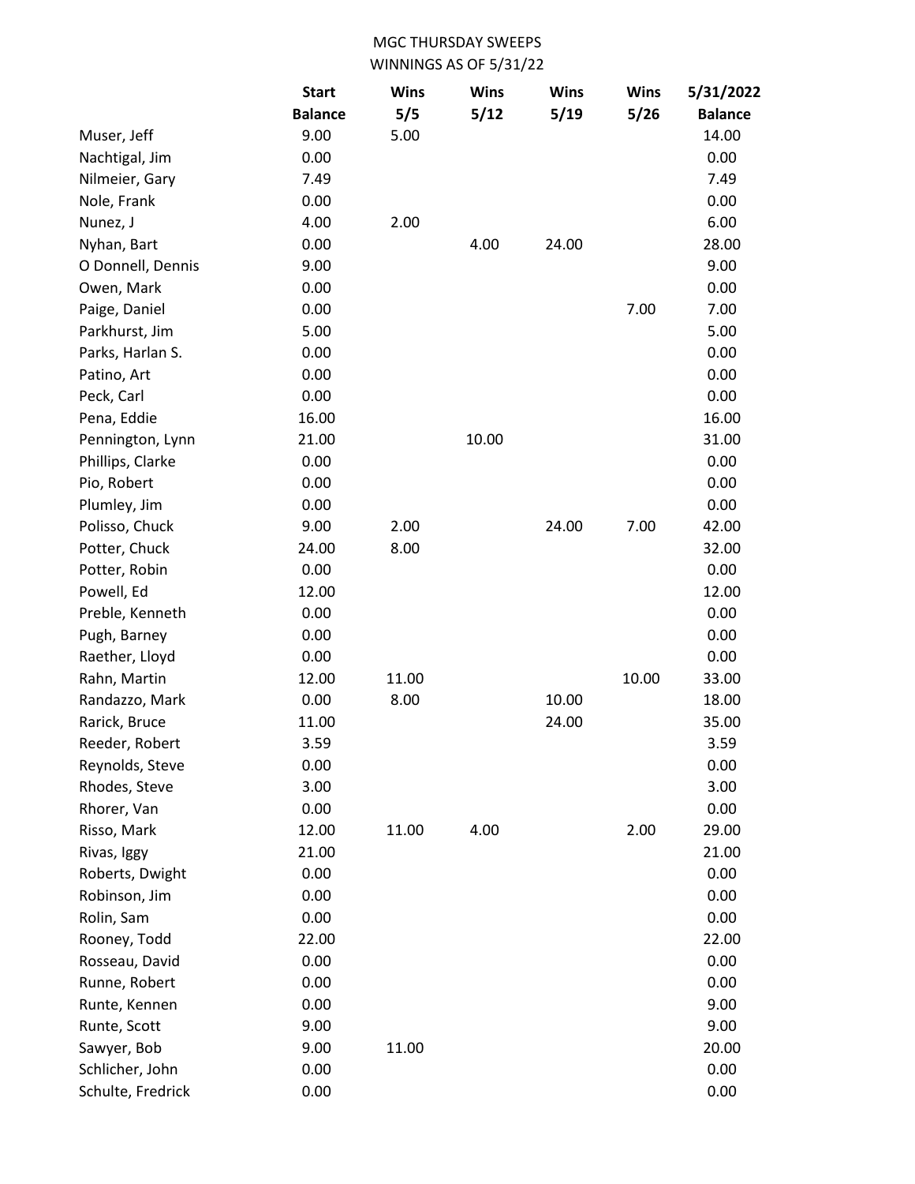MGC THURSDAY SWEEPS
WINNINGS AS OF 5/31/22

| | Start Balance | Wins 5/5 | Wins 5/12 | Wins 5/19 | Wins 5/26 | 5/31/2022 Balance |
|---|---|---|---|---|---|---|
| Muser, Jeff | 9.00 | 5.00 | | | | 14.00 |
| Nachtigal, Jim | 0.00 | | | | | 0.00 |
| Nilmeier, Gary | 7.49 | | | | | 7.49 |
| Nole, Frank | 0.00 | | | | | 0.00 |
| Nunez, J | 4.00 | 2.00 | | | | 6.00 |
| Nyhan, Bart | 0.00 | | 4.00 | 24.00 | | 28.00 |
| O Donnell, Dennis | 9.00 | | | | | 9.00 |
| Owen, Mark | 0.00 | | | | | 0.00 |
| Paige, Daniel | 0.00 | | | | 7.00 | 7.00 |
| Parkhurst, Jim | 5.00 | | | | | 5.00 |
| Parks, Harlan S. | 0.00 | | | | | 0.00 |
| Patino, Art | 0.00 | | | | | 0.00 |
| Peck, Carl | 0.00 | | | | | 0.00 |
| Pena, Eddie | 16.00 | | | | | 16.00 |
| Pennington, Lynn | 21.00 | | 10.00 | | | 31.00 |
| Phillips, Clarke | 0.00 | | | | | 0.00 |
| Pio, Robert | 0.00 | | | | | 0.00 |
| Plumley, Jim | 0.00 | | | | | 0.00 |
| Polisso, Chuck | 9.00 | 2.00 | | 24.00 | 7.00 | 42.00 |
| Potter, Chuck | 24.00 | 8.00 | | | | 32.00 |
| Potter, Robin | 0.00 | | | | | 0.00 |
| Powell, Ed | 12.00 | | | | | 12.00 |
| Preble, Kenneth | 0.00 | | | | | 0.00 |
| Pugh, Barney | 0.00 | | | | | 0.00 |
| Raether, Lloyd | 0.00 | | | | | 0.00 |
| Rahn, Martin | 12.00 | 11.00 | | | 10.00 | 33.00 |
| Randazzo, Mark | 0.00 | 8.00 | | 10.00 | | 18.00 |
| Rarick, Bruce | 11.00 | | | 24.00 | | 35.00 |
| Reeder, Robert | 3.59 | | | | | 3.59 |
| Reynolds, Steve | 0.00 | | | | | 0.00 |
| Rhodes, Steve | 3.00 | | | | | 3.00 |
| Rhorer, Van | 0.00 | | | | | 0.00 |
| Risso, Mark | 12.00 | 11.00 | 4.00 | | 2.00 | 29.00 |
| Rivas, Iggy | 21.00 | | | | | 21.00 |
| Roberts, Dwight | 0.00 | | | | | 0.00 |
| Robinson, Jim | 0.00 | | | | | 0.00 |
| Rolin, Sam | 0.00 | | | | | 0.00 |
| Rooney, Todd | 22.00 | | | | | 22.00 |
| Rosseau, David | 0.00 | | | | | 0.00 |
| Runne, Robert | 0.00 | | | | | 0.00 |
| Runte, Kennen | 0.00 | | | | | 9.00 |
| Runte, Scott | 9.00 | | | | | 9.00 |
| Sawyer, Bob | 9.00 | 11.00 | | | | 20.00 |
| Schlicher, John | 0.00 | | | | | 0.00 |
| Schulte, Fredrick | 0.00 | | | | | 0.00 |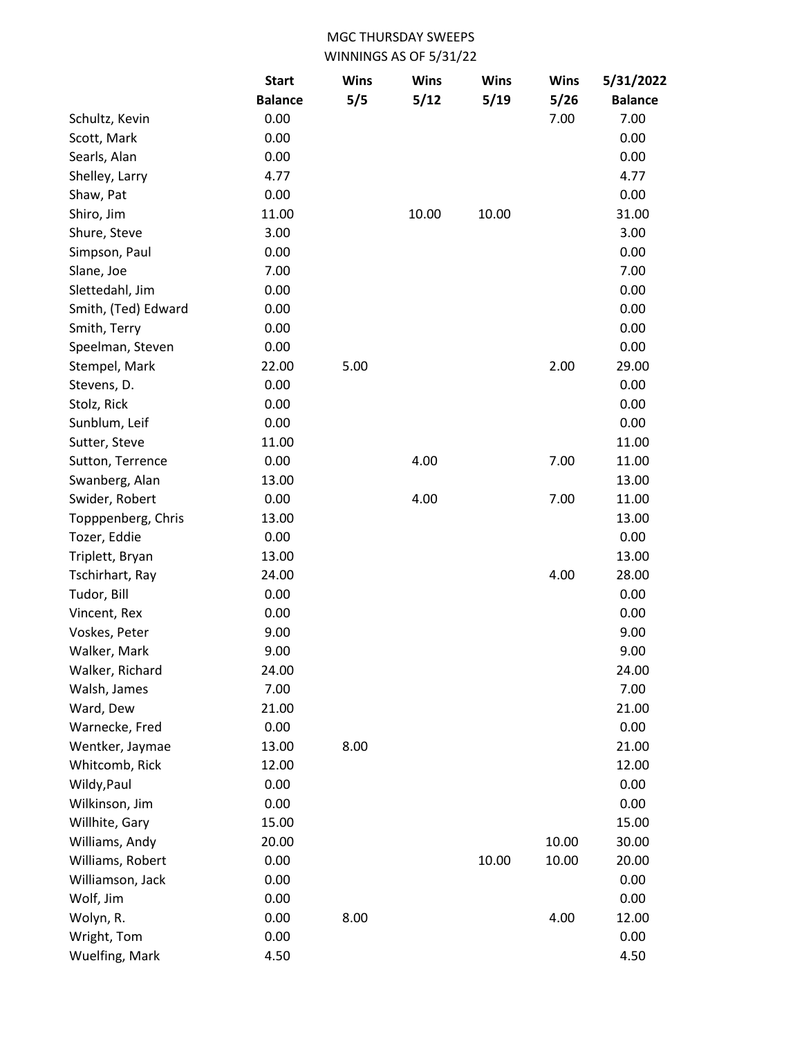MGC THURSDAY SWEEPS
WINNINGS AS OF 5/31/22

| | Start Balance | Wins 5/5 | Wins 5/12 | Wins 5/19 | Wins 5/26 | 5/31/2022 Balance |
|---|---|---|---|---|---|---|
| Schultz, Kevin | 0.00 | | | | 7.00 | 7.00 |
| Scott, Mark | 0.00 | | | | | 0.00 |
| Searls, Alan | 0.00 | | | | | 0.00 |
| Shelley, Larry | 4.77 | | | | | 4.77 |
| Shaw, Pat | 0.00 | | | | | 0.00 |
| Shiro, Jim | 11.00 | | 10.00 | 10.00 | | 31.00 |
| Shure, Steve | 3.00 | | | | | 3.00 |
| Simpson, Paul | 0.00 | | | | | 0.00 |
| Slane, Joe | 7.00 | | | | | 7.00 |
| Slettedahl, Jim | 0.00 | | | | | 0.00 |
| Smith, (Ted) Edward | 0.00 | | | | | 0.00 |
| Smith, Terry | 0.00 | | | | | 0.00 |
| Speelman, Steven | 0.00 | | | | | 0.00 |
| Stempel, Mark | 22.00 | 5.00 | | | 2.00 | 29.00 |
| Stevens, D. | 0.00 | | | | | 0.00 |
| Stolz, Rick | 0.00 | | | | | 0.00 |
| Sunblum, Leif | 0.00 | | | | | 0.00 |
| Sutter, Steve | 11.00 | | | | | 11.00 |
| Sutton, Terrence | 0.00 | | 4.00 | | 7.00 | 11.00 |
| Swanberg, Alan | 13.00 | | | | | 13.00 |
| Swider, Robert | 0.00 | | 4.00 | | 7.00 | 11.00 |
| Topppenberg, Chris | 13.00 | | | | | 13.00 |
| Tozer, Eddie | 0.00 | | | | | 0.00 |
| Triplett, Bryan | 13.00 | | | | | 13.00 |
| Tschirhart, Ray | 24.00 | | | | 4.00 | 28.00 |
| Tudor, Bill | 0.00 | | | | | 0.00 |
| Vincent, Rex | 0.00 | | | | | 0.00 |
| Voskes, Peter | 9.00 | | | | | 9.00 |
| Walker, Mark | 9.00 | | | | | 9.00 |
| Walker, Richard | 24.00 | | | | | 24.00 |
| Walsh, James | 7.00 | | | | | 7.00 |
| Ward, Dew | 21.00 | | | | | 21.00 |
| Warnecke, Fred | 0.00 | | | | | 0.00 |
| Wentker, Jaymae | 13.00 | 8.00 | | | | 21.00 |
| Whitcomb, Rick | 12.00 | | | | | 12.00 |
| Wildy,Paul | 0.00 | | | | | 0.00 |
| Wilkinson, Jim | 0.00 | | | | | 0.00 |
| Willhite, Gary | 15.00 | | | | | 15.00 |
| Williams, Andy | 20.00 | | | | 10.00 | 30.00 |
| Williams, Robert | 0.00 | | | 10.00 | 10.00 | 20.00 |
| Williamson, Jack | 0.00 | | | | | 0.00 |
| Wolf, Jim | 0.00 | | | | | 0.00 |
| Wolyn, R. | 0.00 | 8.00 | | | 4.00 | 12.00 |
| Wright, Tom | 0.00 | | | | | 0.00 |
| Wuelfing, Mark | 4.50 | | | | | 4.50 |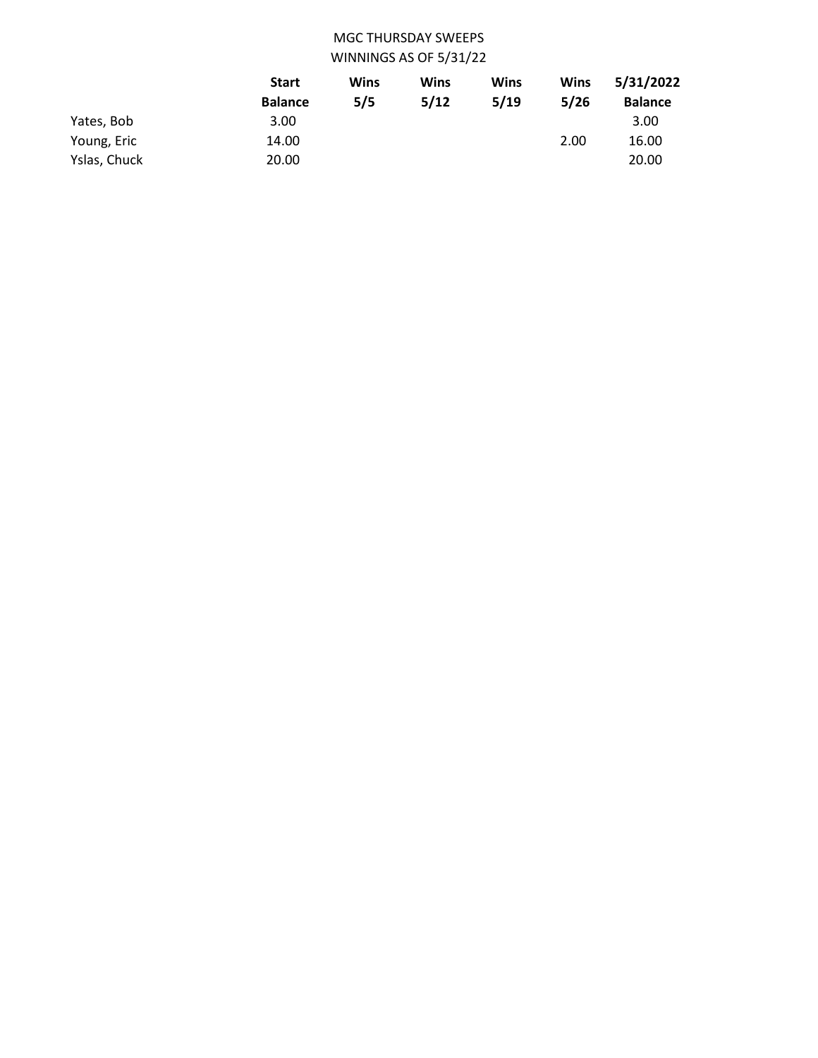MGC THURSDAY SWEEPS
WINNINGS AS OF 5/31/22

| | Start Balance | Wins 5/5 | Wins 5/12 | Wins 5/19 | Wins 5/26 | 5/31/2022 Balance |
|---|---|---|---|---|---|---|
| Yates, Bob | 3.00 | | | | | 3.00 |
| Young, Eric | 14.00 | | | | 2.00 | 16.00 |
| Yslas, Chuck | 20.00 | | | | | 20.00 |